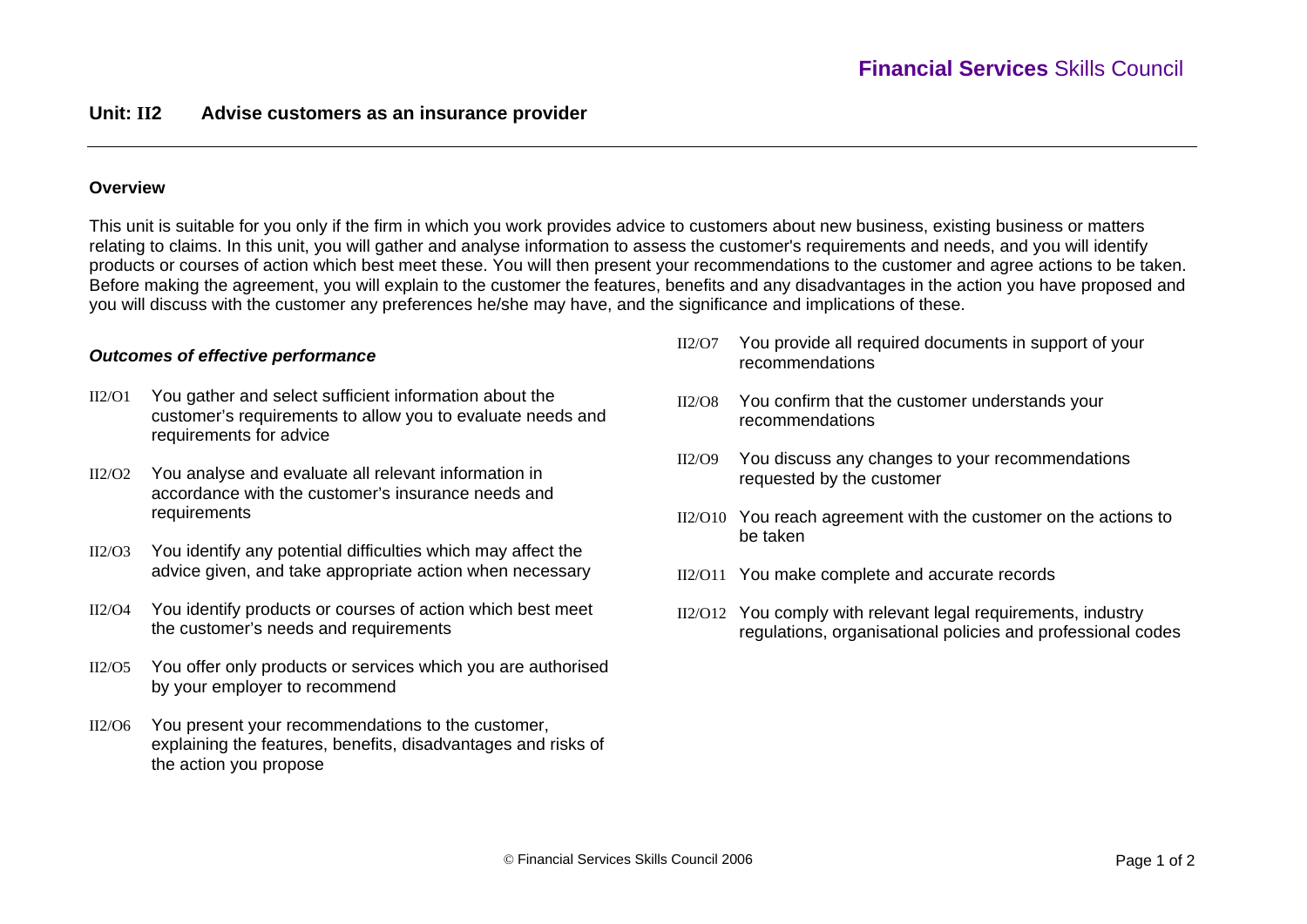**Financial Services** Skills Council

## Unit: II2 Advise customers as an insurance provider

### Overview

This unit is suitable for you only if the firm in which you work provides advice to customers about new business, existing business or matters relating to claims. In this unit, you will gather and analyse information to assess the customer's requirements and needs, and you will identify products or courses of action which best meet these. You will then present your recommendations to the customer and agree actions to be taken. Before making the agreement, you will explain to the customer the features, benefits and any disadvantages in the action you have proposed and you will discuss with the customer any preferences he/she may have, and the significance and implications of these.

### *Outcomes of effective performance*

- II2/O1 You gather and select sufficient information about the customer's requirements to allow you to evaluate needs and requirements for advice
- II2/O2 You analyse and evaluate all relevant information in accordance with the customer's insurance needs and requirements
- II2/O3 You identify any potential difficulties which may affect the advice given, and take appropriate action when necessary
- II2/O4 You identify products or courses of action which best meet the customer's needs and requirements
- II2/O5 You offer only products or services which you are authorised by your employer to recommend
- II2/O6 You present your recommendations to the customer, explaining the features, benefits, disadvantages and risks of the action you propose
- II2/O7 You provide all required documents in support of your recommendations
- II2/O8 You confirm that the customer understands your recommendations
- II2/O9 You discuss any changes to your recommendations requested by the customer
- II2/O10 You reach agreement with the customer on the actions to be taken
- II2/O11 You make complete and accurate records
- II2/O12 You comply with relevant legal requirements, industry regulations, organisational policies and professional codes

© Financial Services Skills Council 2006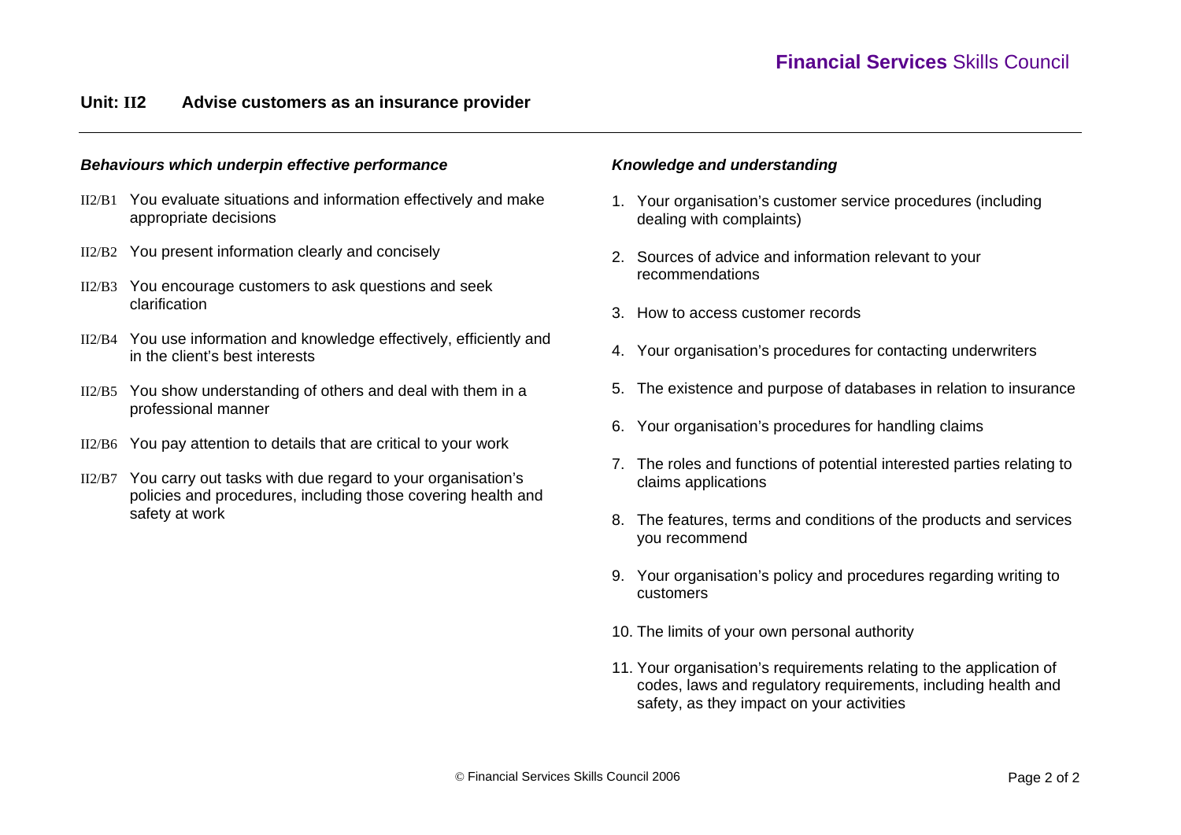## Unit: II2 Advise customers as an insurance provider

### *Behaviours which underpin effective performance*

- II2/B1 You evaluate situations and information effectively and make appropriate decisions
- II2/B2 You present information clearly and concisely
- II2/B3 You encourage customers to ask questions and seek clarification
- II2/B4 You use information and knowledge effectively, efficiently and in the client's best interests
- II2/B5 You show understanding of others and deal with them in a professional manner
- II2/B6 You pay attention to details that are critical to your work
- II2/B7 You carry out tasks with due regard to your organisation's policies and procedures, including those covering health and safety at work

### *Knowledge and understanding*

1. Your organisation's customer service procedures (including dealing with complaints)
2. Sources of advice and information relevant to your recommendations
3. How to access customer records
4. Your organisation's procedures for contacting underwriters
5. The existence and purpose of databases in relation to insurance
6. Your organisation's procedures for handling claims
7. The roles and functions of potential interested parties relating to claims applications
8. The features, terms and conditions of the products and services you recommend
9. Your organisation's policy and procedures regarding writing to customers
10. The limits of your own personal authority
11. Your organisation's requirements relating to the application of codes, laws and regulatory requirements, including health and safety, as they impact on your activities

© Financial Services Skills Council 2006